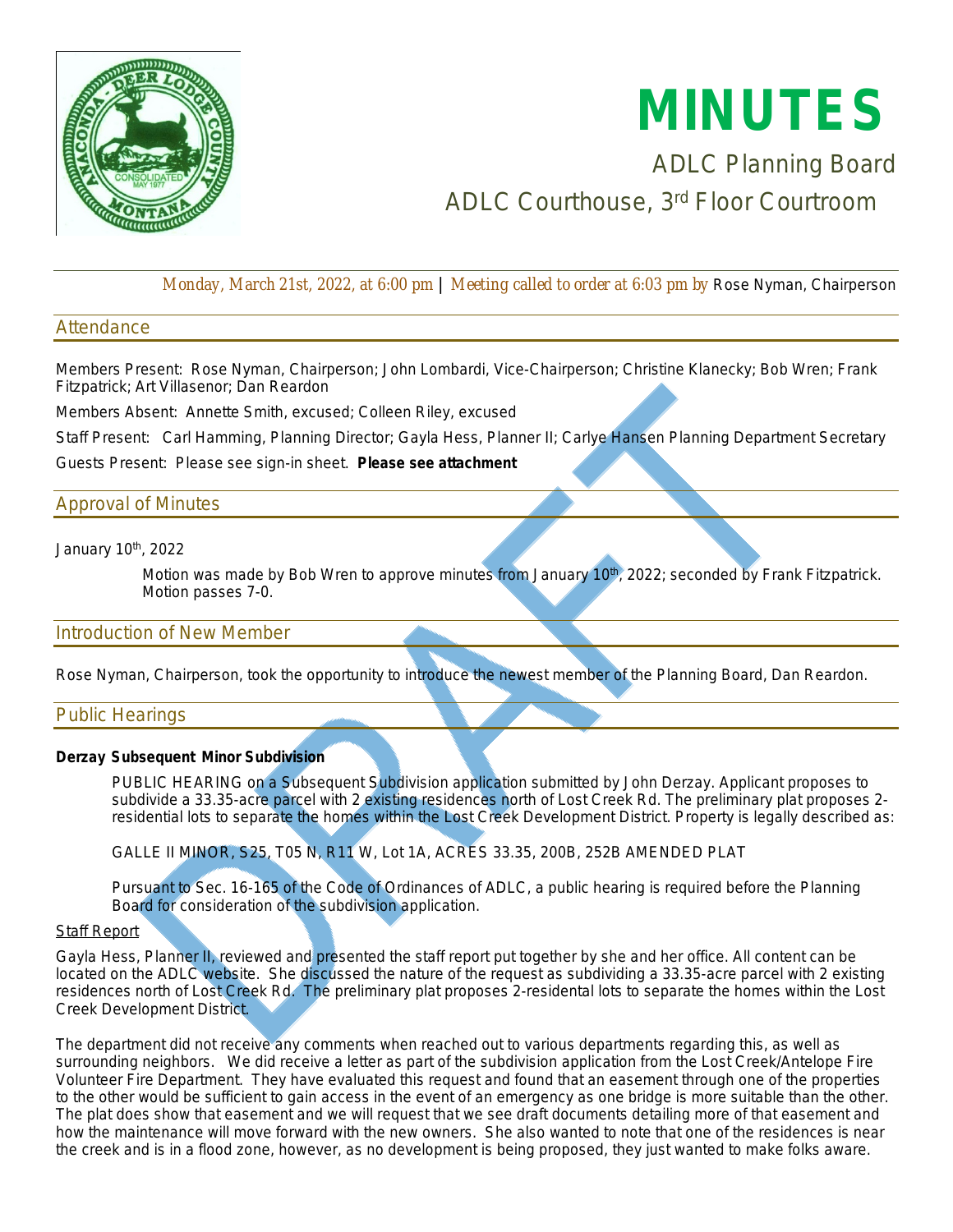# MINUTES

## ADLC Planning Board

## ADLC Courthouse, 3rd Floor Courtroom

*Monday, March 21st, 2022, at 6:00 pm* | *Meeting called to order at 6:03 pm by* Rose Nyman, Chairperson

## Attendance

Members Present: Rose Nyman, Chairperson; John Lombardi, Vice-Chairperson; Christine Klanecky; Bob Wren; Frank Fitzpatrick; Art Villasenor; Dan Reardon

Members Absent: Annette Smith, excused; Colleen Riley, excused

Staff Present: Carl Hamming, Planning Director; Gayla Hess, Planner II; Carlye Hansen Planning Department Secretary

Guests Present: Please see sign-in sheet. **Please see attachment**

## Approval of Minutes

January 10th, 2022

> Motion was made by Bob Wren to approve minutes from January 10th, 2022; seconded by Frank Fitzpatrick. Motion passes 7-0.

## Introduction of New Member

Rose Nyman, Chairperson, took the opportunity to introduce the newest member of the Planning Board, Dan Reardon.

## Public Hearings

**Derzay Subsequent Minor Subdivision**

> PUBLIC HEARING on a Subsequent Subdivision application submitted by John Derzay. Applicant proposes to subdivide a 33.35-acre parcel with 2 existing residences north of Lost Creek Rd. The preliminary plat proposes 2-residential lots to separate the homes within the Lost Creek Development District. Property is legally described as:
>
> GALLE II MINOR, S25, T05 N, R11 W, Lot 1A, ACRES 33.35, 200B, 252B AMENDED PLAT
>
> Pursuant to Sec. 16-165 of the Code of Ordinances of ADLC, a public hearing is required before the Planning Board for consideration of the subdivision application.

Staff Report

Gayla Hess, Planner II, reviewed and presented the staff report put together by she and her office. All content can be located on the ADLC website. She discussed the nature of the request as subdividing a 33.35-acre parcel with 2 existing residences north of Lost Creek Rd. The preliminary plat proposes 2-residental lots to separate the homes within the Lost Creek Development District.

The department did not receive any comments when reached out to various departments regarding this, as well as surrounding neighbors. We did receive a letter as part of the subdivision application from the Lost Creek/Antelope Fire Volunteer Fire Department. They have evaluated this request and found that an easement through one of the properties to the other would be sufficient to gain access in the event of an emergency as one bridge is more suitable than the other. The plat does show that easement and we will request that we see draft documents detailing more of that easement and how the maintenance will move forward with the new owners. She also wanted to note that one of the residences is near the creek and is in a flood zone, however, as no development is being proposed, they just wanted to make folks aware.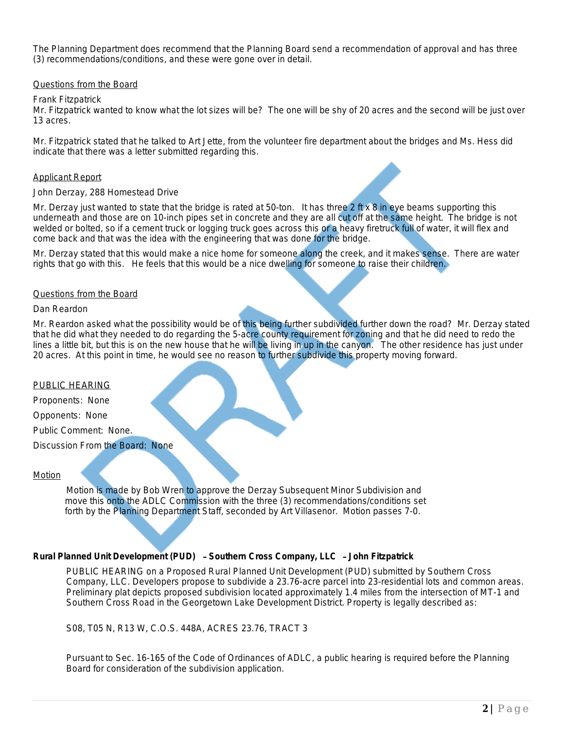The Planning Department does recommend that the Planning Board send a recommendation of approval and has three (3) recommendations/conditions, and these were gone over in detail.

Questions from the Board

Frank Fitzpatrick

Mr. Fitzpatrick wanted to know what the lot sizes will be? The one will be shy of 20 acres and the second will be just over 13 acres.

Mr. Fitzpatrick stated that he talked to Art Jette, from the volunteer fire department about the bridges and Ms. Hess did indicate that there was a letter submitted regarding this.

Applicant Report

John Derzay, 288 Homestead Drive

Mr. Derzay just wanted to state that the bridge is rated at 50-ton. It has three 2 ft x 8 in eye beams supporting this underneath and those are on 10-inch pipes set in concrete and they are all cut off at the same height. The bridge is not welded or bolted, so if a cement truck or logging truck goes across this or a heavy firetruck full of water, it will flex and come back and that was the idea with the engineering that was done for the bridge.

Mr. Derzay stated that this would make a nice home for someone along the creek, and it makes sense. There are water rights that go with this. He feels that this would be a nice dwelling for someone to raise their children.

Questions from the Board

Dan Reardon

Mr. Reardon asked what the possibility would be of this being further subdivided further down the road? Mr. Derzay stated that he did what they needed to do regarding the 5-acre county requirement for zoning and that he did need to redo the lines a little bit, but this is on the new house that he will be living in up in the canyon. The other residence has just under 20 acres. At this point in time, he would see no reason to further subdivide this property moving forward.

PUBLIC HEARING

Proponents: None

Opponents: None

Public Comment: None.

Discussion From the Board: None

Motion

> Motion is made by Bob Wren to approve the Derzay Subsequent Minor Subdivision and move this onto the ADLC Commission with the three (3) recommendations/conditions set forth by the Planning Department Staff, seconded by Art Villasenor. Motion passes 7-0.

**Rural Planned Unit Development (PUD) – Southern Cross Company, LLC – John Fitzpatrick**

> PUBLIC HEARING on a Proposed Rural Planned Unit Development (PUD) submitted by Southern Cross Company, LLC. Developers propose to subdivide a 23.76-acre parcel into 23-residential lots and common areas. Preliminary plat depicts proposed subdivision located approximately 1.4 miles from the intersection of MT-1 and Southern Cross Road in the Georgetown Lake Development District. Property is legally described as:
>
> S08, T05 N, R13 W, C.O.S. 448A, ACRES 23.76, TRACT 3
>
> Pursuant to Sec. 16-165 of the Code of Ordinances of ADLC, a public hearing is required before the Planning Board for consideration of the subdivision application.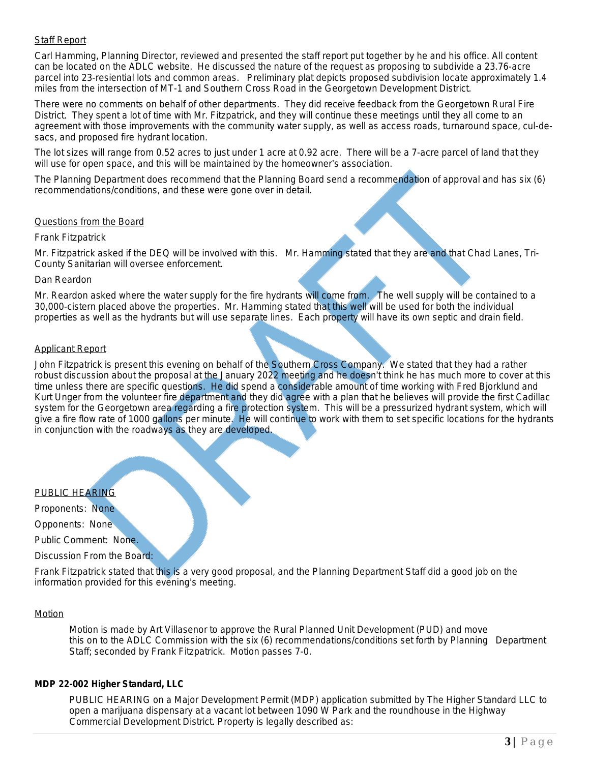Staff Report

Carl Hamming, Planning Director, reviewed and presented the staff report put together by he and his office. All content can be located on the ADLC website. He discussed the nature of the request as proposing to subdivide a 23.76-acre parcel into 23-resiential lots and common areas. Preliminary plat depicts proposed subdivision locate approximately 1.4 miles from the intersection of MT-1 and Southern Cross Road in the Georgetown Development District.

There were no comments on behalf of other departments. They did receive feedback from the Georgetown Rural Fire District. They spent a lot of time with Mr. Fitzpatrick, and they will continue these meetings until they all come to an agreement with those improvements with the community water supply, as well as access roads, turnaround space, cul-de-sacs, and proposed fire hydrant location.

The lot sizes will range from 0.52 acres to just under 1 acre at 0.92 acre. There will be a 7-acre parcel of land that they will use for open space, and this will be maintained by the homeowner's association.

The Planning Department does recommend that the Planning Board send a recommendation of approval and has six (6) recommendations/conditions, and these were gone over in detail.

Questions from the Board

Frank Fitzpatrick

Mr. Fitzpatrick asked if the DEQ will be involved with this. Mr. Hamming stated that they are and that Chad Lanes, Tri-County Sanitarian will oversee enforcement.

Dan Reardon

Mr. Reardon asked where the water supply for the fire hydrants will come from. The well supply will be contained to a 30,000-cistern placed above the properties. Mr. Hamming stated that this well will be used for both the individual properties as well as the hydrants but will use separate lines. Each property will have its own septic and drain field.

Applicant Report

John Fitzpatrick is present this evening on behalf of the Southern Cross Company. We stated that they had a rather robust discussion about the proposal at the January 2022 meeting and he doesn't think he has much more to cover at this time unless there are specific questions. He did spend a considerable amount of time working with Fred Bjorklund and Kurt Unger from the volunteer fire department and they did agree with a plan that he believes will provide the first Cadillac system for the Georgetown area regarding a fire protection system. This will be a pressurized hydrant system, which will give a fire flow rate of 1000 gallons per minute. He will continue to work with them to set specific locations for the hydrants in conjunction with the roadways as they are developed.

PUBLIC HEARING

Proponents: None

Opponents: None

Public Comment: None.

Discussion From the Board:

Frank Fitzpatrick stated that this is a very good proposal, and the Planning Department Staff did a good job on the information provided for this evening's meeting.

Motion

Motion is made by Art Villasenor to approve the Rural Planned Unit Development (PUD) and move this on to the ADLC Commission with the six (6) recommendations/conditions set forth by Planning Department Staff; seconded by Frank Fitzpatrick. Motion passes 7-0.

**MDP 22-002 Higher Standard, LLC**

PUBLIC HEARING on a Major Development Permit (MDP) application submitted by The Higher Standard LLC to open a marijuana dispensary at a vacant lot between 1090 W Park and the roundhouse in the Highway Commercial Development District. Property is legally described as: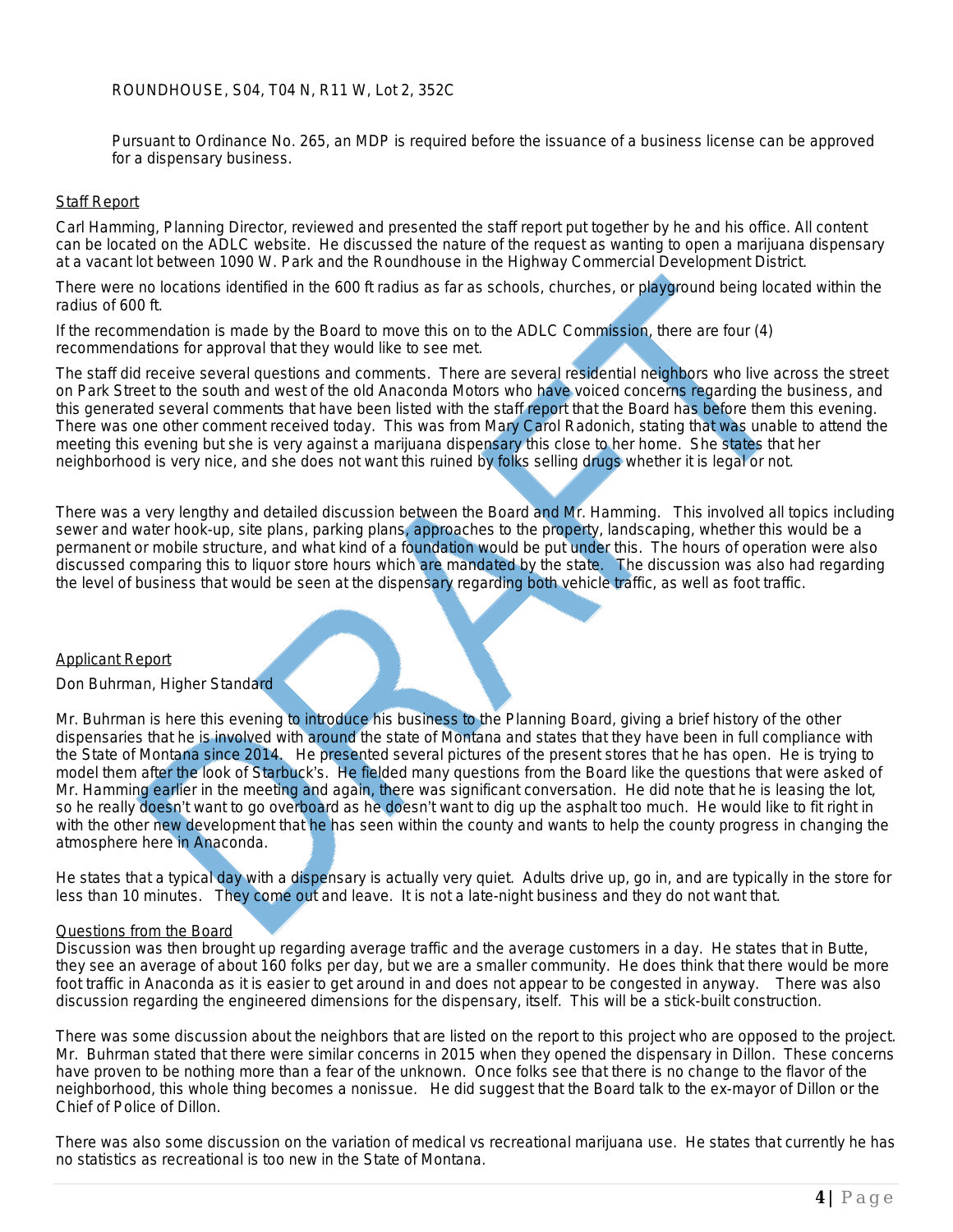ROUNDHOUSE, S04, T04 N, R11 W, Lot 2, 352C

Pursuant to Ordinance No. 265, an MDP is required before the issuance of a business license can be approved for a dispensary business.

Staff Report

Carl Hamming, Planning Director, reviewed and presented the staff report put together by he and his office. All content can be located on the ADLC website. He discussed the nature of the request as wanting to open a marijuana dispensary at a vacant lot between 1090 W. Park and the Roundhouse in the Highway Commercial Development District.

There were no locations identified in the 600 ft radius as far as schools, churches, or playground being located within the radius of 600 ft.

If the recommendation is made by the Board to move this on to the ADLC Commission, there are four (4) recommendations for approval that they would like to see met.

The staff did receive several questions and comments. There are several residential neighbors who live across the street on Park Street to the south and west of the old Anaconda Motors who have voiced concerns regarding the business, and this generated several comments that have been listed with the staff report that the Board has before them this evening. There was one other comment received today. This was from Mary Carol Radonich, stating that was unable to attend the meeting this evening but she is very against a marijuana dispensary this close to her home. She states that her neighborhood is very nice, and she does not want this ruined by folks selling drugs whether it is legal or not.

There was a very lengthy and detailed discussion between the Board and Mr. Hamming. This involved all topics including sewer and water hook-up, site plans, parking plans, approaches to the property, landscaping, whether this would be a permanent or mobile structure, and what kind of a foundation would be put under this. The hours of operation were also discussed comparing this to liquor store hours which are mandated by the state. The discussion was also had regarding the level of business that would be seen at the dispensary regarding both vehicle traffic, as well as foot traffic.

Applicant Report

Don Buhrman, Higher Standard

Mr. Buhrman is here this evening to introduce his business to the Planning Board, giving a brief history of the other dispensaries that he is involved with around the state of Montana and states that they have been in full compliance with the State of Montana since 2014. He presented several pictures of the present stores that he has open. He is trying to model them after the look of Starbuck's. He fielded many questions from the Board like the questions that were asked of Mr. Hamming earlier in the meeting and again, there was significant conversation. He did note that he is leasing the lot, so he really doesn't want to go overboard as he doesn't want to dig up the asphalt too much. He would like to fit right in with the other new development that he has seen within the county and wants to help the county progress in changing the atmosphere here in Anaconda.

He states that a typical day with a dispensary is actually very quiet. Adults drive up, go in, and are typically in the store for less than 10 minutes. They come out and leave. It is not a late-night business and they do not want that.

Questions from the Board

Discussion was then brought up regarding average traffic and the average customers in a day. He states that in Butte, they see an average of about 160 folks per day, but we are a smaller community. He does think that there would be more foot traffic in Anaconda as it is easier to get around in and does not appear to be congested in anyway. There was also discussion regarding the engineered dimensions for the dispensary, itself. This will be a stick-built construction.

There was some discussion about the neighbors that are listed on the report to this project who are opposed to the project. Mr. Buhrman stated that there were similar concerns in 2015 when they opened the dispensary in Dillon. These concerns have proven to be nothing more than a fear of the unknown. Once folks see that there is no change to the flavor of the neighborhood, this whole thing becomes a nonissue. He did suggest that the Board talk to the ex-mayor of Dillon or the Chief of Police of Dillon.

There was also some discussion on the variation of medical vs recreational marijuana use. He states that currently he has no statistics as recreational is too new in the State of Montana.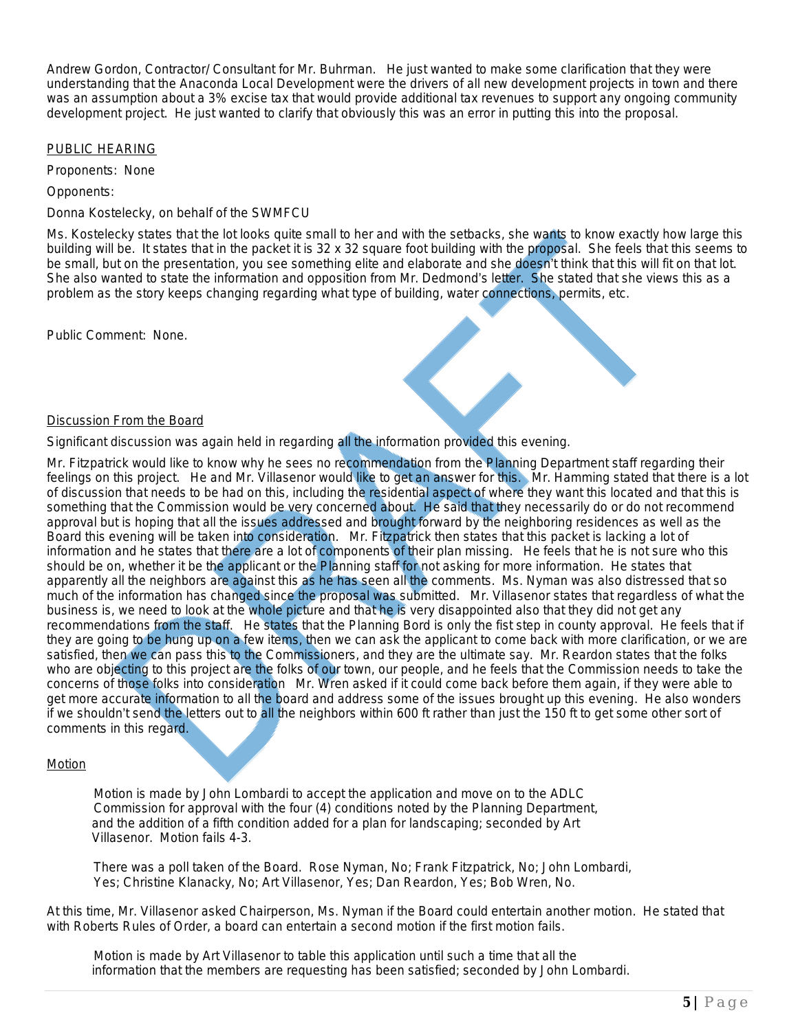Andrew Gordon, Contractor/ Consultant for Mr. Buhrman. He just wanted to make some clarification that they were understanding that the Anaconda Local Development were the drivers of all new development projects in town and there was an assumption about a 3% excise tax that would provide additional tax revenues to support any ongoing community development project. He just wanted to clarify that obviously this was an error in putting this into the proposal.

PUBLIC HEARING

Proponents: None

Opponents:

Donna Kostelecky, on behalf of the SWMFCU

Ms. Kostelecky states that the lot looks quite small to her and with the setbacks, she wants to know exactly how large this building will be. It states that in the packet it is 32 x 32 square foot building with the proposal. She feels that this seems to be small, but on the presentation, you see something elite and elaborate and she doesn't think that this will fit on that lot. She also wanted to state the information and opposition from Mr. Dedmond's letter. She stated that she views this as a problem as the story keeps changing regarding what type of building, water connections, permits, etc.

Public Comment: None.

Discussion From the Board

Significant discussion was again held in regarding all the information provided this evening.

Mr. Fitzpatrick would like to know why he sees no recommendation from the Planning Department staff regarding their feelings on this project. He and Mr. Villasenor would like to get an answer for this. Mr. Hamming stated that there is a lot of discussion that needs to be had on this, including the residential aspect of where they want this located and that this is something that the Commission would be very concerned about. He said that they necessarily do or do not recommend approval but is hoping that all the issues addressed and brought forward by the neighboring residences as well as the Board this evening will be taken into consideration. Mr. Fitzpatrick then states that this packet is lacking a lot of information and he states that there are a lot of components of their plan missing. He feels that he is not sure who this should be on, whether it be the applicant or the Planning staff for not asking for more information. He states that apparently all the neighbors are against this as he has seen all the comments. Ms. Nyman was also distressed that so much of the information has changed since the proposal was submitted. Mr. Villasenor states that regardless of what the business is, we need to look at the whole picture and that he is very disappointed also that they did not get any recommendations from the staff. He states that the Planning Bord is only the fist step in county approval. He feels that if they are going to be hung up on a few items, then we can ask the applicant to come back with more clarification, or we are satisfied, then we can pass this to the Commissioners, and they are the ultimate say. Mr. Reardon states that the folks who are objecting to this project are the folks of our town, our people, and he feels that the Commission needs to take the concerns of those folks into consideration Mr. Wren asked if it could come back before them again, if they were able to get more accurate information to all the board and address some of the issues brought up this evening. He also wonders if we shouldn't send the letters out to all the neighbors within 600 ft rather than just the 150 ft to get some other sort of comments in this regard.

Motion

Motion is made by John Lombardi to accept the application and move on to the ADLC Commission for approval with the four (4) conditions noted by the Planning Department, and the addition of a fifth condition added for a plan for landscaping; seconded by Art Villasenor. Motion fails 4-3.

There was a poll taken of the Board. Rose Nyman, No; Frank Fitzpatrick, No; John Lombardi, Yes; Christine Klanacky, No; Art Villasenor, Yes; Dan Reardon, Yes; Bob Wren, No.

At this time, Mr. Villasenor asked Chairperson, Ms. Nyman if the Board could entertain another motion. He stated that with Roberts Rules of Order, a board can entertain a second motion if the first motion fails.

Motion is made by Art Villasenor to table this application until such a time that all the information that the members are requesting has been satisfied; seconded by John Lombardi.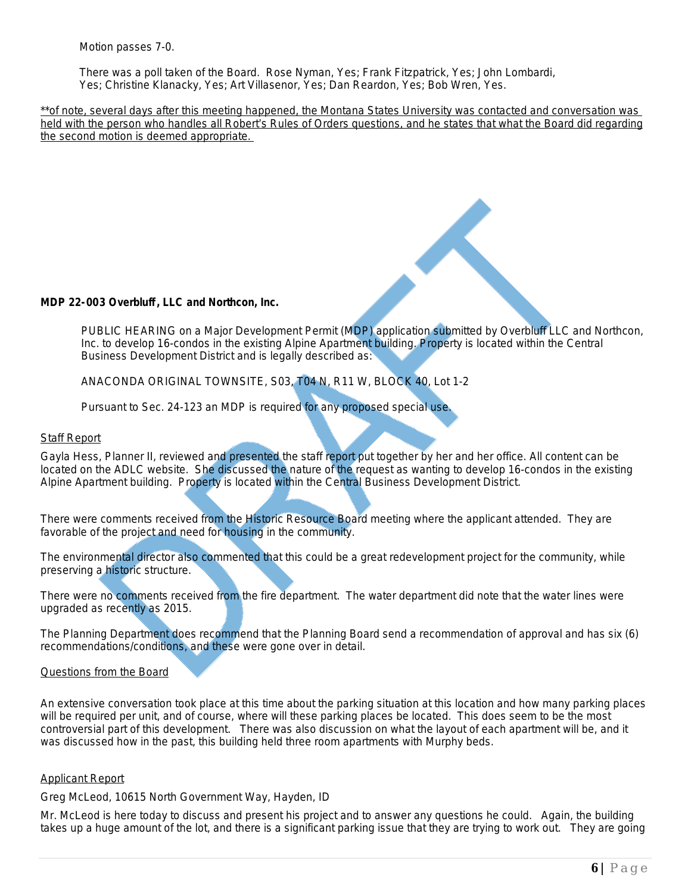Motion passes 7-0.

There was a poll taken of the Board. Rose Nyman, Yes; Frank Fitzpatrick, Yes; John Lombardi, Yes; Christine Klanacky, Yes; Art Villasenor, Yes; Dan Reardon, Yes; Bob Wren, Yes.

<u>**of note, several days after this meeting happened, the Montana States University was contacted and conversation was held with the person who handles all Robert's Rules of Orders questions, and he states that what the Board did regarding the second motion is deemed appropriate.</u>

**MDP 22-003 Overbluff, LLC and Northcon, Inc.**

PUBLIC HEARING on a Major Development Permit (MDP) application submitted by Overbluff LLC and Northcon, Inc. to develop 16-condos in the existing Alpine Apartment building. Property is located within the Central Business Development District and is legally described as:

ANACONDA ORIGINAL TOWNSITE, S03, T04 N, R11 W, BLOCK 40, Lot 1-2

Pursuant to Sec. 24-123 an MDP is required for any proposed special use.

<u>Staff Report</u>

Gayla Hess, Planner II, reviewed and presented the staff report put together by her and her office. All content can be located on the ADLC website. She discussed the nature of the request as wanting to develop 16-condos in the existing Alpine Apartment building. Property is located within the Central Business Development District.

There were comments received from the Historic Resource Board meeting where the applicant attended. They are favorable of the project and need for housing in the community.

The environmental director also commented that this could be a great redevelopment project for the community, while preserving a historic structure.

There were no comments received from the fire department. The water department did note that the water lines were upgraded as recently as 2015.

The Planning Department does recommend that the Planning Board send a recommendation of approval and has six (6) recommendations/conditions, and these were gone over in detail.

<u>Questions from the Board</u>

An extensive conversation took place at this time about the parking situation at this location and how many parking places will be required per unit, and of course, where will these parking places be located. This does seem to be the most controversial part of this development. There was also discussion on what the layout of each apartment will be, and it was discussed how in the past, this building held three room apartments with Murphy beds.

<u>Applicant Report</u>

Greg McLeod, 10615 North Government Way, Hayden, ID

Mr. McLeod is here today to discuss and present his project and to answer any questions he could. Again, the building takes up a huge amount of the lot, and there is a significant parking issue that they are trying to work out. They are going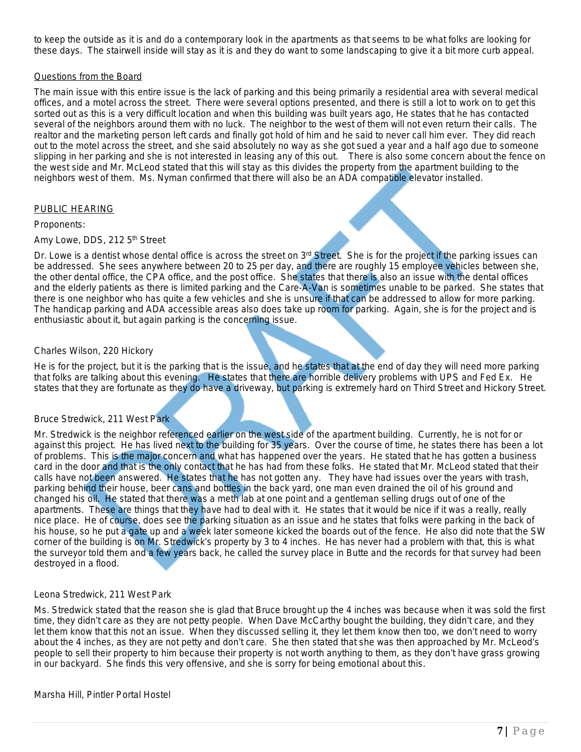to keep the outside as it is and do a contemporary look in the apartments as that seems to be what folks are looking for these days. The stairwell inside will stay as it is and they do want to some landscaping to give it a bit more curb appeal.

Questions from the Board

The main issue with this entire issue is the lack of parking and this being primarily a residential area with several medical offices, and a motel across the street. There were several options presented, and there is still a lot to work on to get this sorted out as this is a very difficult location and when this building was built years ago, He states that he has contacted several of the neighbors around them with no luck. The neighbor to the west of them will not even return their calls. The realtor and the marketing person left cards and finally got hold of him and he said to never call him ever. They did reach out to the motel across the street, and she said absolutely no way as she got sued a year and a half ago due to someone slipping in her parking and she is not interested in leasing any of this out. There is also some concern about the fence on the west side and Mr. McLeod stated that this will stay as this divides the property from the apartment building to the neighbors west of them. Ms. Nyman confirmed that there will also be an ADA compatible elevator installed.

PUBLIC HEARING

Proponents:

Amy Lowe, DDS, 212 5th Street

Dr. Lowe is a dentist whose dental office is across the street on 3rd Street. She is for the project if the parking issues can be addressed. She sees anywhere between 20 to 25 per day, and there are roughly 15 employee vehicles between she, the other dental office, the CPA office, and the post office. She states that there is also an issue with the dental offices and the elderly patients as there is limited parking and the Care-A-Van is sometimes unable to be parked. She states that there is one neighbor who has quite a few vehicles and she is unsure if that can be addressed to allow for more parking. The handicap parking and ADA accessible areas also does take up room for parking. Again, she is for the project and is enthusiastic about it, but again parking is the concerning issue.

Charles Wilson, 220 Hickory

He is for the project, but it is the parking that is the issue, and he states that at the end of day they will need more parking that folks are talking about this evening. He states that there are horrible delivery problems with UPS and Fed Ex. He states that they are fortunate as they do have a driveway, but parking is extremely hard on Third Street and Hickory Street.

Bruce Stredwick, 211 West Park

Mr. Stredwick is the neighbor referenced earlier on the west side of the apartment building. Currently, he is not for or against this project. He has lived next to the building for 35 years. Over the course of time, he states there has been a lot of problems. This is the major concern and what has happened over the years. He stated that he has gotten a business card in the door and that is the only contact that he has had from these folks. He stated that Mr. McLeod stated that their calls have not been answered. He states that he has not gotten any. They have had issues over the years with trash, parking behind their house, beer cans and bottles in the back yard, one man even drained the oil of his ground and changed his oil. He stated that there was a meth lab at one point and a gentleman selling drugs out of one of the apartments. These are things that they have had to deal with it. He states that it would be nice if it was a really, really nice place. He of course, does see the parking situation as an issue and he states that folks were parking in the back of his house, so he put a gate up and a week later someone kicked the boards out of the fence. He also did note that the SW corner of the building is on Mr. Stredwick's property by 3 to 4 inches. He has never had a problem with that, this is what the surveyor told them and a few years back, he called the survey place in Butte and the records for that survey had been destroyed in a flood.

Leona Stredwick, 211 West Park

Ms. Stredwick stated that the reason she is glad that Bruce brought up the 4 inches was because when it was sold the first time, they didn't care as they are not petty people. When Dave McCarthy bought the building, they didn't care, and they let them know that this not an issue. When they discussed selling it, they let them know then too, we don't need to worry about the 4 inches, as they are not petty and don't care. She then stated that she was then approached by Mr. McLeod's people to sell their property to him because their property is not worth anything to them, as they don't have grass growing in our backyard. She finds this very offensive, and she is sorry for being emotional about this.

Marsha Hill, Pintler Portal Hostel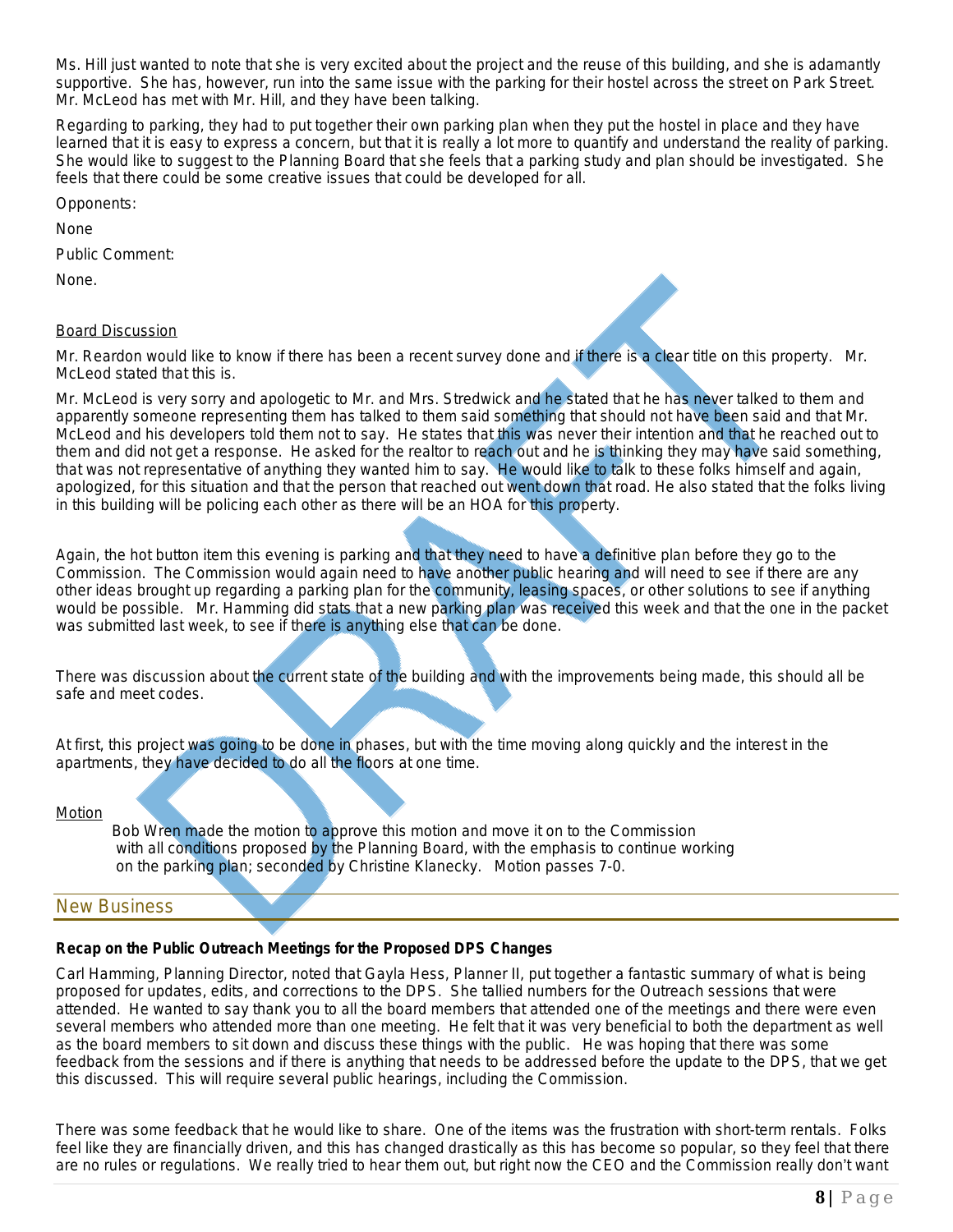Ms. Hill just wanted to note that she is very excited about the project and the reuse of this building, and she is adamantly supportive. She has, however, run into the same issue with the parking for their hostel across the street on Park Street. Mr. McLeod has met with Mr. Hill, and they have been talking.

Regarding to parking, they had to put together their own parking plan when they put the hostel in place and they have learned that it is easy to express a concern, but that it is really a lot more to quantify and understand the reality of parking. She would like to suggest to the Planning Board that she feels that a parking study and plan should be investigated. She feels that there could be some creative issues that could be developed for all.

Opponents:

None

Public Comment:

None.

Board Discussion

Mr. Reardon would like to know if there has been a recent survey done and if there is a clear title on this property. Mr. McLeod stated that this is.

Mr. McLeod is very sorry and apologetic to Mr. and Mrs. Stredwick and he stated that he has never talked to them and apparently someone representing them has talked to them said something that should not have been said and that Mr. McLeod and his developers told them not to say. He states that this was never their intention and that he reached out to them and did not get a response. He asked for the realtor to reach out and he is thinking they may have said something, that was not representative of anything they wanted him to say. He would like to talk to these folks himself and again, apologized, for this situation and that the person that reached out went down that road. He also stated that the folks living in this building will be policing each other as there will be an HOA for this property.

Again, the hot button item this evening is parking and that they need to have a definitive plan before they go to the Commission. The Commission would again need to have another public hearing and will need to see if there are any other ideas brought up regarding a parking plan for the community, leasing spaces, or other solutions to see if anything would be possible. Mr. Hamming did stats that a new parking plan was received this week and that the one in the packet was submitted last week, to see if there is anything else that can be done.

There was discussion about the current state of the building and with the improvements being made, this should all be safe and meet codes.

At first, this project was going to be done in phases, but with the time moving along quickly and the interest in the apartments, they have decided to do all the floors at one time.

Motion

Bob Wren made the motion to approve this motion and move it on to the Commission with all conditions proposed by the Planning Board, with the emphasis to continue working on the parking plan; seconded by Christine Klanecky. Motion passes 7-0.

## New Business

**Recap on the Public Outreach Meetings for the Proposed DPS Changes**

Carl Hamming, Planning Director, noted that Gayla Hess, Planner II, put together a fantastic summary of what is being proposed for updates, edits, and corrections to the DPS. She tallied numbers for the Outreach sessions that were attended. He wanted to say thank you to all the board members that attended one of the meetings and there were even several members who attended more than one meeting. He felt that it was very beneficial to both the department as well as the board members to sit down and discuss these things with the public. He was hoping that there was some feedback from the sessions and if there is anything that needs to be addressed before the update to the DPS, that we get this discussed. This will require several public hearings, including the Commission.

There was some feedback that he would like to share. One of the items was the frustration with short-term rentals. Folks feel like they are financially driven, and this has changed drastically as this has become so popular, so they feel that there are no rules or regulations. We really tried to hear them out, but right now the CEO and the Commission really don't want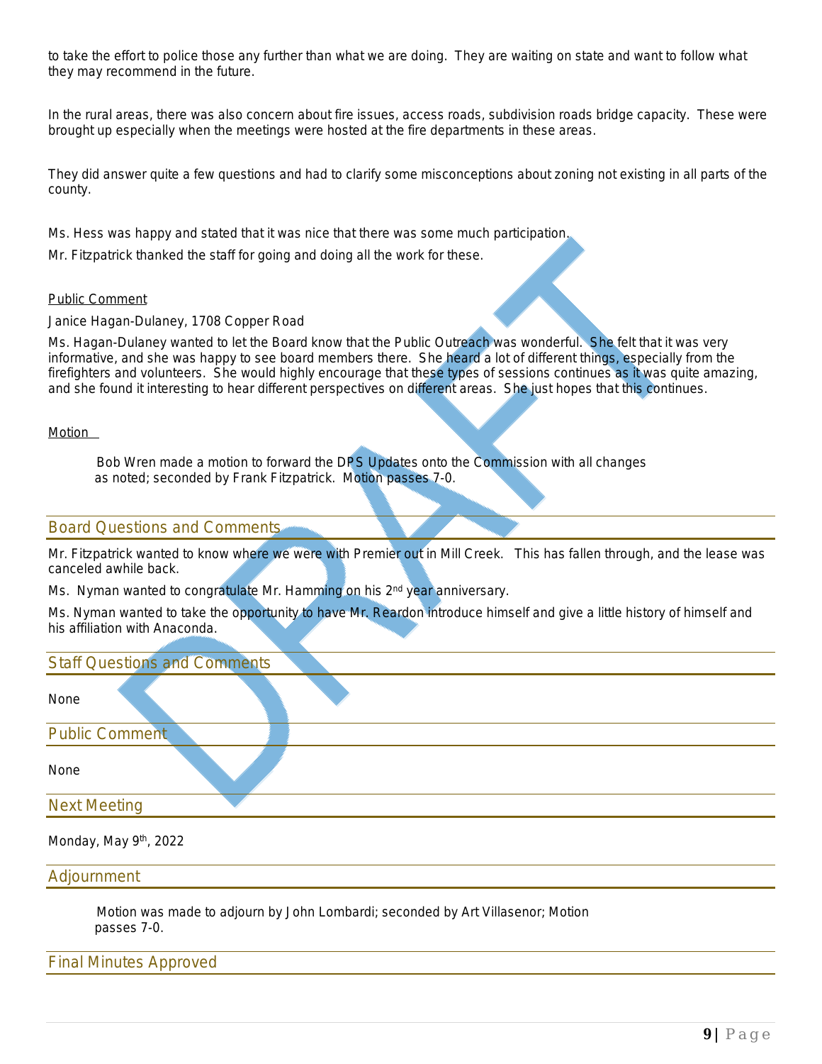to take the effort to police those any further than what we are doing. They are waiting on state and want to follow what they may recommend in the future.

In the rural areas, there was also concern about fire issues, access roads, subdivision roads bridge capacity. These were brought up especially when the meetings were hosted at the fire departments in these areas.

They did answer quite a few questions and had to clarify some misconceptions about zoning not existing in all parts of the county.

Ms. Hess was happy and stated that it was nice that there was some much participation.

Mr. Fitzpatrick thanked the staff for going and doing all the work for these.

Public Comment

Janice Hagan-Dulaney, 1708 Copper Road

Ms. Hagan-Dulaney wanted to let the Board know that the Public Outreach was wonderful. She felt that it was very informative, and she was happy to see board members there. She heard a lot of different things, especially from the firefighters and volunteers. She would highly encourage that these types of sessions continues as it was quite amazing, and she found it interesting to hear different perspectives on different areas. She just hopes that this continues.

Motion

> Bob Wren made a motion to forward the DPS Updates onto the Commission with all changes as noted; seconded by Frank Fitzpatrick. Motion passes 7-0.

## Board Questions and Comments

Mr. Fitzpatrick wanted to know where we were with Premier out in Mill Creek. This has fallen through, and the lease was canceled awhile back.

Ms. Nyman wanted to congratulate Mr. Hamming on his 2nd year anniversary.

Ms. Nyman wanted to take the opportunity to have Mr. Reardon introduce himself and give a little history of himself and his affiliation with Anaconda.

## Staff Questions and Comments

None

## Public Comment

None

## Next Meeting

Monday, May 9th, 2022

## Adjournment

> Motion was made to adjourn by John Lombardi; seconded by Art Villasenor; Motion passes 7-0.

## Final Minutes Approved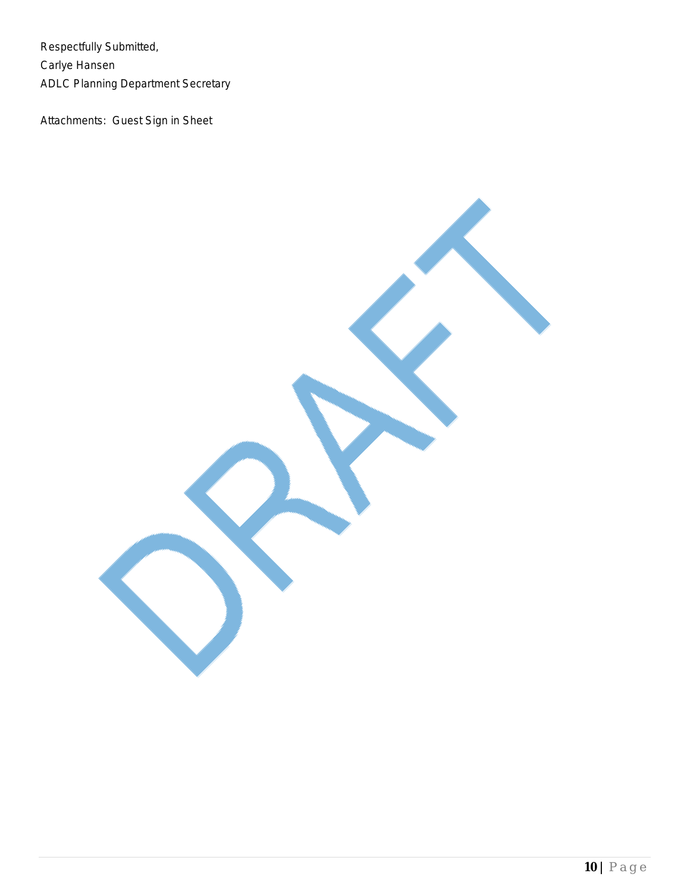Respectfully Submitted,

Carlye Hansen

ADLC Planning Department Secretary

Attachments: Guest Sign in Sheet

DRAFT